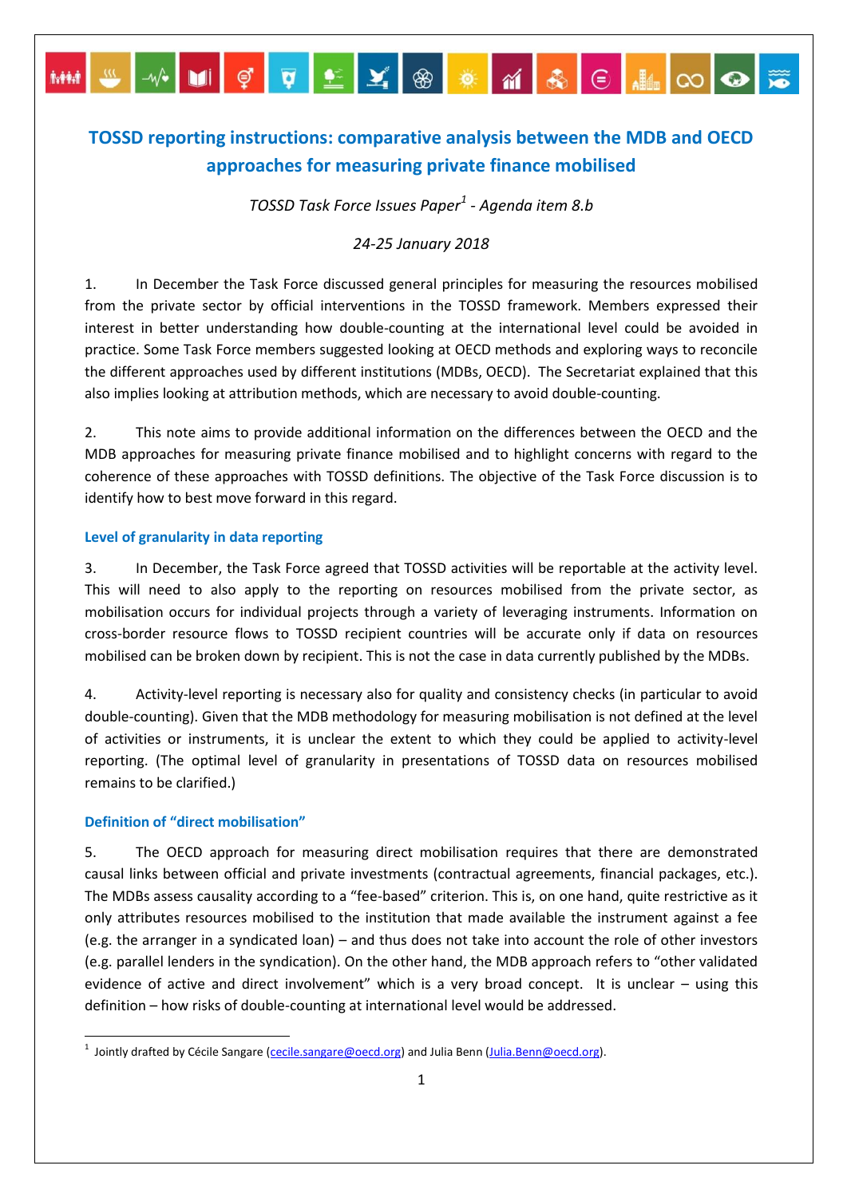# TOSSD reporting instructions: comparative analysis between the MDB and OECD approaches for measuring private finance mobilised

*TOSSD Task Force Issues Paper[1] - Agenda item 8.b*

*24-25 January 2018*

1. In December the Task Force discussed general principles for measuring the resources mobilised from the private sector by official interventions in the TOSSD framework. Members expressed their interest in better understanding how double-counting at the international level could be avoided in practice. Some Task Force members suggested looking at OECD methods and exploring ways to reconcile the different approaches used by different institutions (MDBs, OECD). The Secretariat explained that this also implies looking at attribution methods, which are necessary to avoid double-counting.

2. This note aims to provide additional information on the differences between the OECD and the MDB approaches for measuring private finance mobilised and to highlight concerns with regard to the coherence of these approaches with TOSSD definitions. The objective of the Task Force discussion is to identify how to best move forward in this regard.

### Level of granularity in data reporting

3. In December, the Task Force agreed that TOSSD activities will be reportable at the activity level. This will need to also apply to the reporting on resources mobilised from the private sector, as mobilisation occurs for individual projects through a variety of leveraging instruments. Information on cross-border resource flows to TOSSD recipient countries will be accurate only if data on resources mobilised can be broken down by recipient. This is not the case in data currently published by the MDBs.

4. Activity-level reporting is necessary also for quality and consistency checks (in particular to avoid double-counting). Given that the MDB methodology for measuring mobilisation is not defined at the level of activities or instruments, it is unclear the extent to which they could be applied to activity-level reporting. (The optimal level of granularity in presentations of TOSSD data on resources mobilised remains to be clarified.)

### Definition of "direct mobilisation"

5. The OECD approach for measuring direct mobilisation requires that there are demonstrated causal links between official and private investments (contractual agreements, financial packages, etc.). The MDBs assess causality according to a "fee-based" criterion. This is, on one hand, quite restrictive as it only attributes resources mobilised to the institution that made available the instrument against a fee (e.g. the arranger in a syndicated loan) – and thus does not take into account the role of other investors (e.g. parallel lenders in the syndication). On the other hand, the MDB approach refers to "other validated evidence of active and direct involvement" which is a very broad concept. It is unclear – using this definition – how risks of double-counting at international level would be addressed.

[1] Jointly drafted by Cécile Sangare (cecile.sangare@oecd.org) and Julia Benn (Julia.Benn@oecd.org).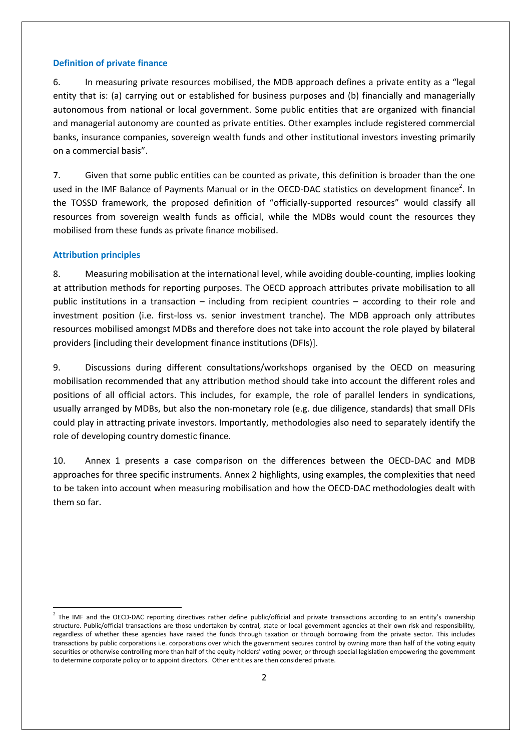### Definition of private finance

6. In measuring private resources mobilised, the MDB approach defines a private entity as a "legal entity that is: (a) carrying out or established for business purposes and (b) financially and managerially autonomous from national or local government. Some public entities that are organized with financial and managerial autonomy are counted as private entities. Other examples include registered commercial banks, insurance companies, sovereign wealth funds and other institutional investors investing primarily on a commercial basis".

7. Given that some public entities can be counted as private, this definition is broader than the one used in the IMF Balance of Payments Manual or in the OECD-DAC statistics on development finance[2]. In the TOSSD framework, the proposed definition of "officially-supported resources" would classify all resources from sovereign wealth funds as official, while the MDBs would count the resources they mobilised from these funds as private finance mobilised.

### Attribution principles

8. Measuring mobilisation at the international level, while avoiding double-counting, implies looking at attribution methods for reporting purposes. The OECD approach attributes private mobilisation to all public institutions in a transaction – including from recipient countries – according to their role and investment position (i.e. first-loss vs. senior investment tranche). The MDB approach only attributes resources mobilised amongst MDBs and therefore does not take into account the role played by bilateral providers [including their development finance institutions (DFIs)].

9. Discussions during different consultations/workshops organised by the OECD on measuring mobilisation recommended that any attribution method should take into account the different roles and positions of all official actors. This includes, for example, the role of parallel lenders in syndications, usually arranged by MDBs, but also the non-monetary role (e.g. due diligence, standards) that small DFIs could play in attracting private investors. Importantly, methodologies also need to separately identify the role of developing country domestic finance.

10. Annex 1 presents a case comparison on the differences between the OECD-DAC and MDB approaches for three specific instruments. Annex 2 highlights, using examples, the complexities that need to be taken into account when measuring mobilisation and how the OECD-DAC methodologies dealt with them so far.

---

[2] The IMF and the OECD-DAC reporting directives rather define public/official and private transactions according to an entity's ownership structure. Public/official transactions are those undertaken by central, state or local government agencies at their own risk and responsibility, regardless of whether these agencies have raised the funds through taxation or through borrowing from the private sector. This includes transactions by public corporations i.e. corporations over which the government secures control by owning more than half of the voting equity securities or otherwise controlling more than half of the equity holders' voting power; or through special legislation empowering the government to determine corporate policy or to appoint directors. Other entities are then considered private.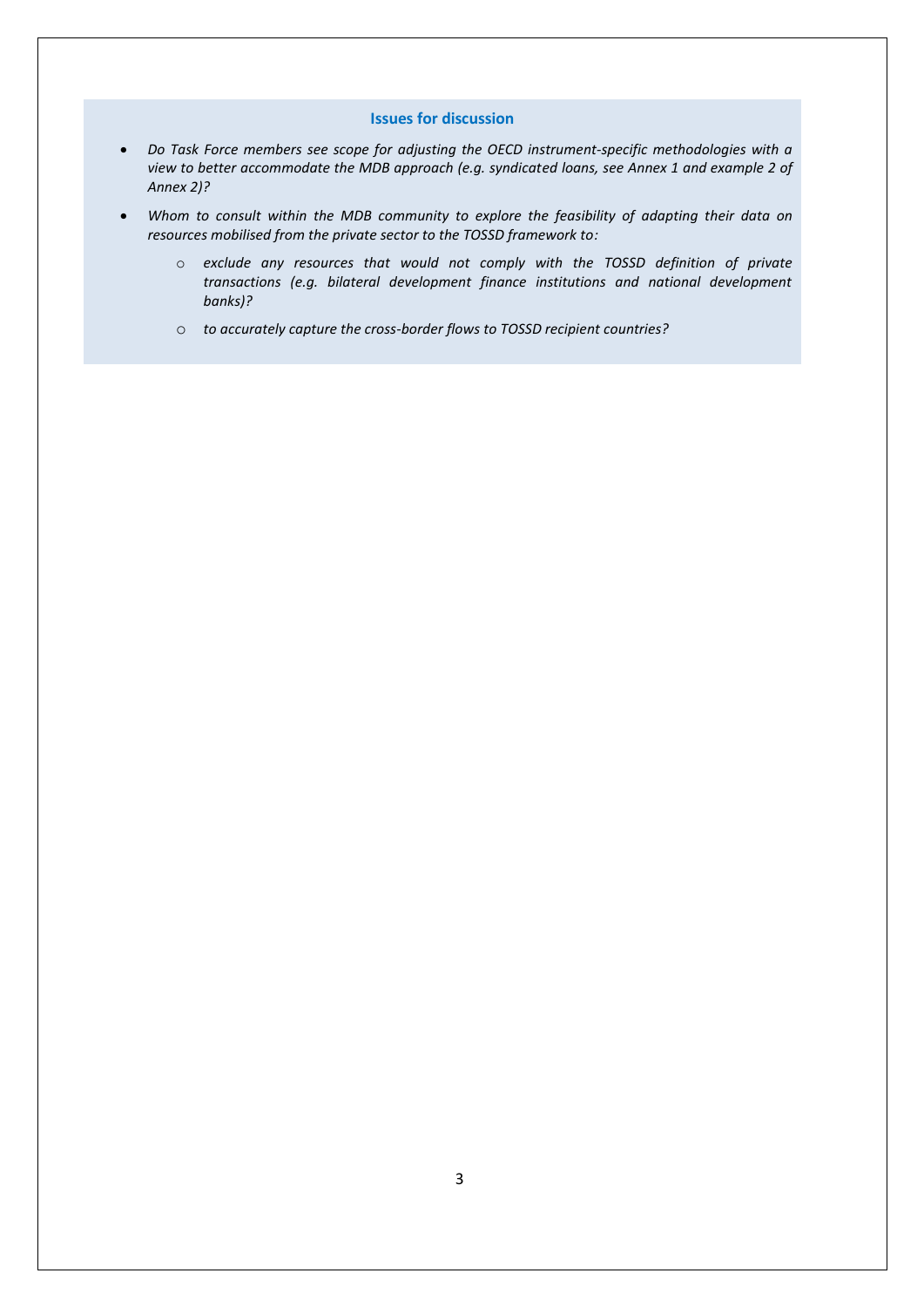### Issues for discussion

- *Do Task Force members see scope for adjusting the OECD instrument-specific methodologies with a view to better accommodate the MDB approach (e.g. syndicated loans, see Annex 1 and example 2 of Annex 2)?*
- *Whom to consult within the MDB community to explore the feasibility of adapting their data on resources mobilised from the private sector to the TOSSD framework to:*
  - *exclude any resources that would not comply with the TOSSD definition of private transactions (e.g. bilateral development finance institutions and national development banks)?*
  - *to accurately capture the cross-border flows to TOSSD recipient countries?*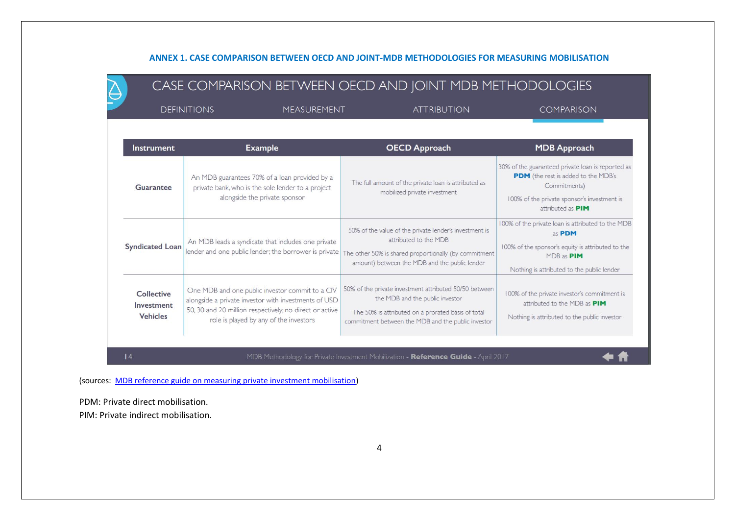## ANNEX 1. CASE COMPARISON BETWEEN OECD AND JOINT-MDB METHODOLOGIES FOR MEASURING MOBILISATION

### CASE COMPARISON BETWEEN OECD AND JOINT MDB METHODOLOGIES

DEFINITIONS | MEASUREMENT | ATTRIBUTION | COMPARISON

| Instrument | Example | OECD Approach | MDB Approach |
|---|---|---|---|
| **Guarantee** | An MDB guarantees 70% of a loan provided by a private bank, who is the sole lender to a project alongside the private sponsor | The full amount of the private loan is attributed as mobilized private investment | 30% of the guaranteed private loan is reported as **PDM** (the rest is added to the MDB's Commitments)<br>100% of the private sponsor's investment is attributed as **PIM** |
| **Syndicated Loan** | An MDB leads a syndicate that includes one private lender and one public lender; the borrower is private | 50% of the value of the private lender's investment is attributed to the MDB<br>The other 50% is shared proportionally (by commitment amount) between the MDB and the public lender | 100% of the private loan is attributed to the MDB as **PDM**<br>100% of the sponsor's equity is attributed to the MDB as **PIM**<br>Nothing is attributed to the public lender |
| **Collective Investment Vehicles** | One MDB and one public investor commit to a CIV alongside a private investor with investments of USD 50, 30 and 20 million respectively; no direct or active role is played by any of the investors | 50% of the private investment attributed 50/50 between the MDB and the public investor<br>The 50% is attributed on a prorated basis of total commitment between the MDB and the public investor | 100% of the private investor's commitment is attributed to the MDB as **PIM**<br>Nothing is attributed to the public investor |

14 MDB Methodology for Private Investment Mobilization - **Reference Guide** - April 2017

(sources: [MDB reference guide on measuring private investment mobilisation]())

PDM: Private direct mobilisation.
PIM: Private indirect mobilisation.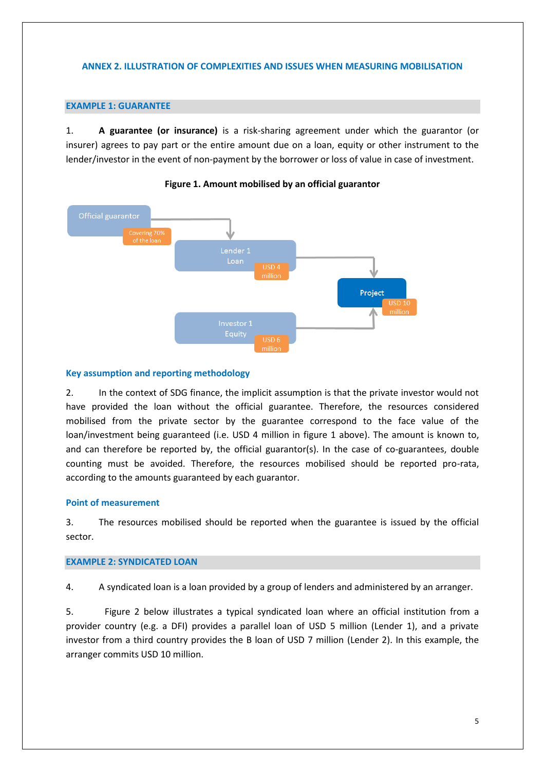## ANNEX 2. ILLUSTRATION OF COMPLEXITIES AND ISSUES WHEN MEASURING MOBILISATION

### EXAMPLE 1: GUARANTEE

1. **A guarantee (or insurance)** is a risk-sharing agreement under which the guarantor (or insurer) agrees to pay part or the entire amount due on a loan, equity or other instrument to the lender/investor in the event of non-payment by the borrower or loss of value in case of investment.

**Figure 1. Amount mobilised by an official guarantor**

Official guarantor — Covering 70% of the loan

Lender 1 Loan — USD 4 million

Investor 1 Equity — USD 6 million

Project — USD 10 million

#### Key assumption and reporting methodology

2. In the context of SDG finance, the implicit assumption is that the private investor would not have provided the loan without the official guarantee. Therefore, the resources considered mobilised from the private sector by the guarantee correspond to the face value of the loan/investment being guaranteed (i.e. USD 4 million in figure 1 above). The amount is known to, and can therefore be reported by, the official guarantor(s). In the case of co-guarantees, double counting must be avoided. Therefore, the resources mobilised should be reported pro-rata, according to the amounts guaranteed by each guarantor.

#### Point of measurement

3. The resources mobilised should be reported when the guarantee is issued by the official sector.

### EXAMPLE 2: SYNDICATED LOAN

4. A syndicated loan is a loan provided by a group of lenders and administered by an arranger.

5. Figure 2 below illustrates a typical syndicated loan where an official institution from a provider country (e.g. a DFI) provides a parallel loan of USD 5 million (Lender 1), and a private investor from a third country provides the B loan of USD 7 million (Lender 2). In this example, the arranger commits USD 10 million.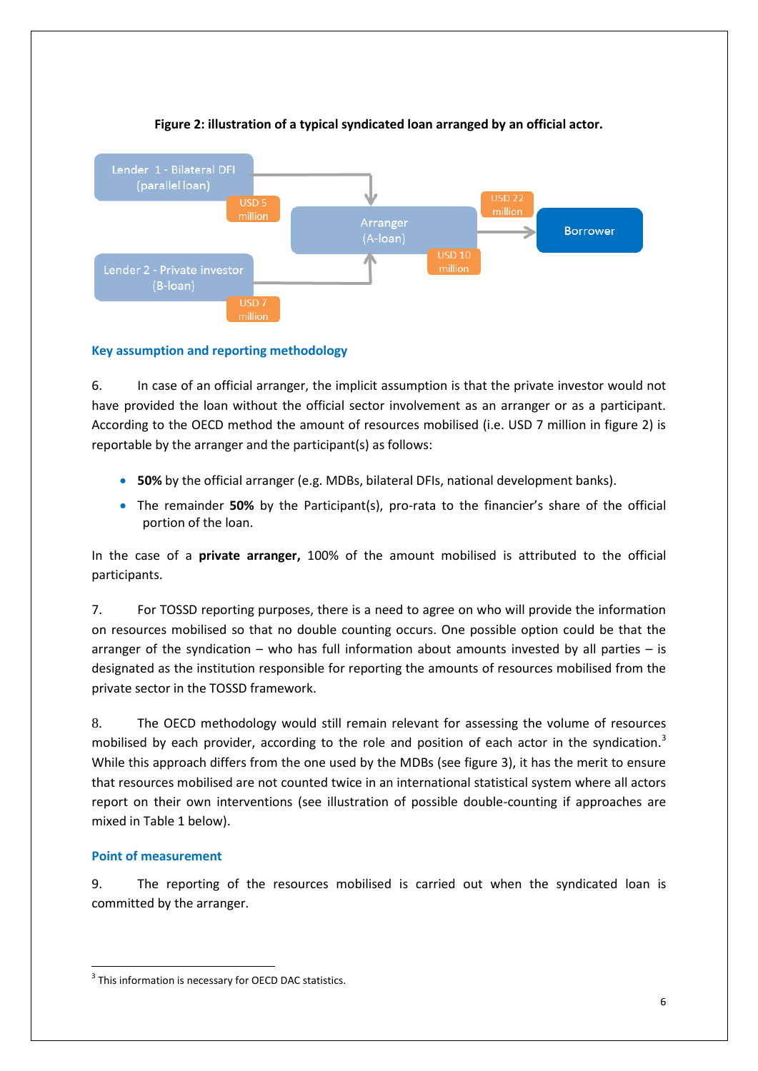**Figure 2: illustration of a typical syndicated loan arranged by an official actor.**

Lender 1 - Bilateral DFI (parallel loan) — USD 5 million

Lender 2 - Private investor (B-loan) — USD 7 million

Arranger (A-loan) — USD 10 million

Borrower — USD 22 million

### Key assumption and reporting methodology

6. In case of an official arranger, the implicit assumption is that the private investor would not have provided the loan without the official sector involvement as an arranger or as a participant. According to the OECD method the amount of resources mobilised (i.e. USD 7 million in figure 2) is reportable by the arranger and the participant(s) as follows:

- **50%** by the official arranger (e.g. MDBs, bilateral DFIs, national development banks).
- The remainder **50%** by the Participant(s), pro-rata to the financier's share of the official portion of the loan.

In the case of a **private arranger,** 100% of the amount mobilised is attributed to the official participants.

7. For TOSSD reporting purposes, there is a need to agree on who will provide the information on resources mobilised so that no double counting occurs. One possible option could be that the arranger of the syndication – who has full information about amounts invested by all parties – is designated as the institution responsible for reporting the amounts of resources mobilised from the private sector in the TOSSD framework.

8. The OECD methodology would still remain relevant for assessing the volume of resources mobilised by each provider, according to the role and position of each actor in the syndication.[3] While this approach differs from the one used by the MDBs (see figure 3), it has the merit to ensure that resources mobilised are not counted twice in an international statistical system where all actors report on their own interventions (see illustration of possible double-counting if approaches are mixed in Table 1 below).

### Point of measurement

9. The reporting of the resources mobilised is carried out when the syndicated loan is committed by the arranger.

---

[3] This information is necessary for OECD DAC statistics.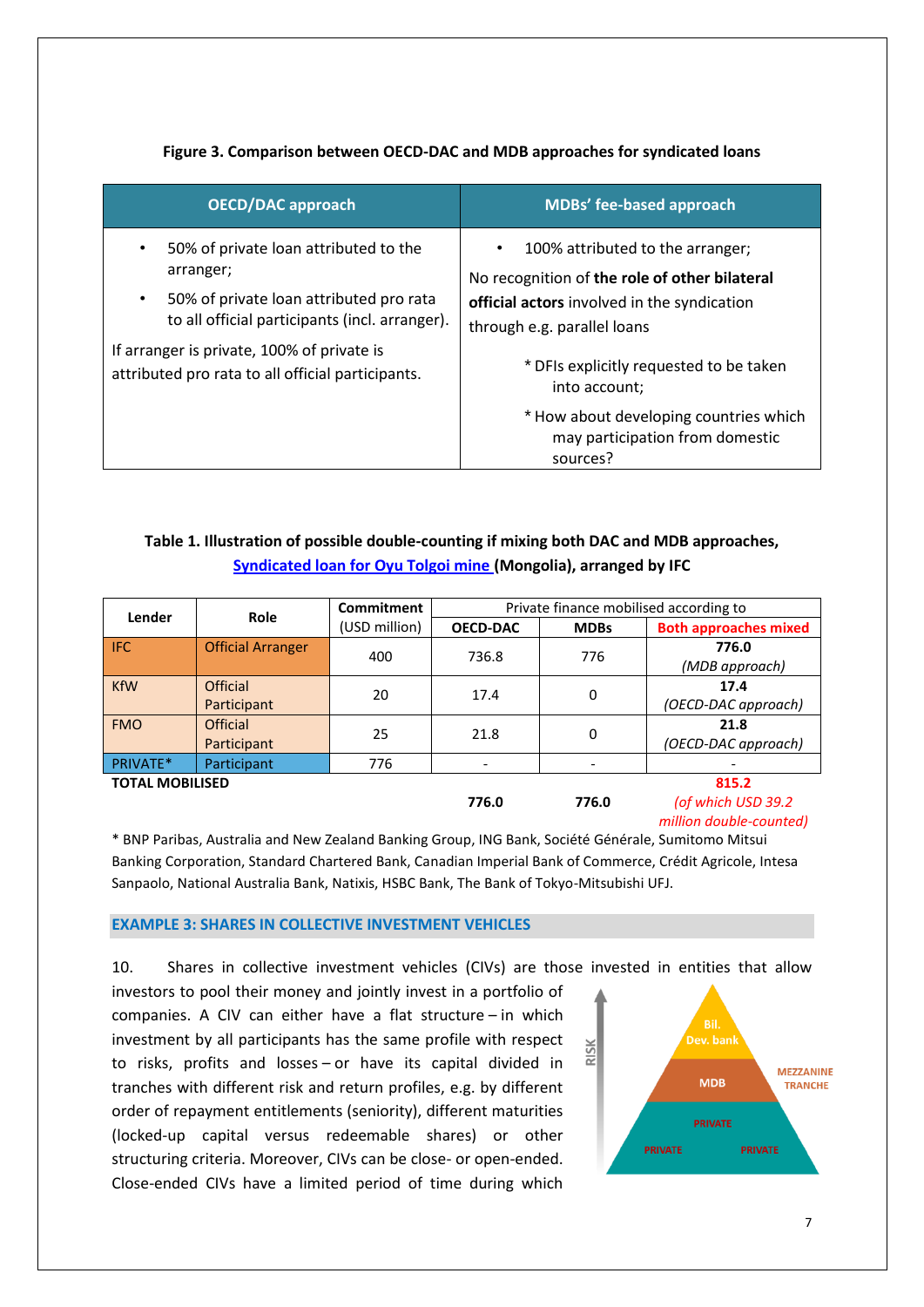**Figure 3. Comparison between OECD-DAC and MDB approaches for syndicated loans**

| OECD/DAC approach | MDBs' fee-based approach |
|---|---|
| • 50% of private loan attributed to the arranger;<br>• 50% of private loan attributed pro rata to all official participants (incl. arranger).<br>If arranger is private, 100% of private is attributed pro rata to all official participants. | • 100% attributed to the arranger;<br>No recognition of **the role of other bilateral official actors** involved in the syndication through e.g. parallel loans<br>* DFIs explicitly requested to be taken into account;<br>* How about developing countries which may participation from domestic sources? |

**Table 1. Illustration of possible double-counting if mixing both DAC and MDB approaches, Syndicated loan for Oyu Tolgoi mine (Mongolia), arranged by IFC**

| Lender | Role | Commitment (USD million) | Private finance mobilised according to | | |
|---|---|---|---|---|---|
| | | | OECD-DAC | MDBs | Both approaches mixed |
| IFC | Official Arranger | 400 | 736.8 | 776 | **776.0** *(MDB approach)* |
| KfW | Official Participant | 20 | 17.4 | 0 | **17.4** *(OECD-DAC approach)* |
| FMO | Official Participant | 25 | 21.8 | 0 | **21.8** *(OECD-DAC approach)* |
| PRIVATE* | Participant | 776 | - | - | - |
| **TOTAL MOBILISED** | | | **776.0** | **776.0** | **815.2** *(of which USD 39.2 million double-counted)* |

* BNP Paribas, Australia and New Zealand Banking Group, ING Bank, Société Générale, Sumitomo Mitsui Banking Corporation, Standard Chartered Bank, Canadian Imperial Bank of Commerce, Crédit Agricole, Intesa Sanpaolo, National Australia Bank, Natixis, HSBC Bank, The Bank of Tokyo-Mitsubishi UFJ.

## EXAMPLE 3: SHARES IN COLLECTIVE INVESTMENT VEHICLES

10. Shares in collective investment vehicles (CIVs) are those invested in entities that allow investors to pool their money and jointly invest in a portfolio of companies. A CIV can either have a flat structure – in which investment by all participants has the same profile with respect to risks, profits and losses – or have its capital divided in tranches with different risk and return profiles, e.g. by different order of repayment entitlements (seniority), different maturities (locked-up capital versus redeemable shares) or other structuring criteria. Moreover, CIVs can be close- or open-ended. Close-ended CIVs have a limited period of time during which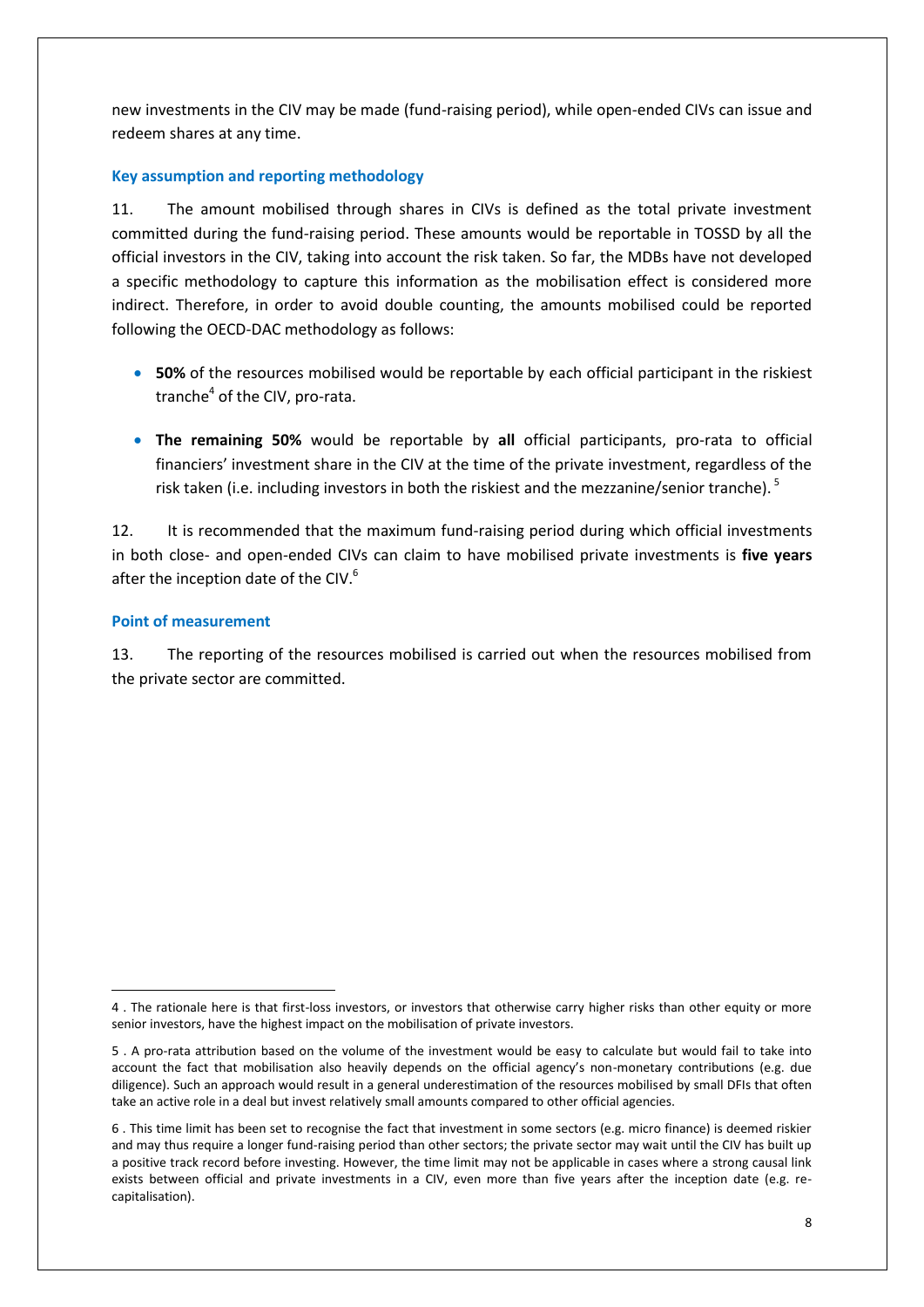new investments in the CIV may be made (fund-raising period), while open-ended CIVs can issue and redeem shares at any time.

### Key assumption and reporting methodology

11. The amount mobilised through shares in CIVs is defined as the total private investment committed during the fund-raising period. These amounts would be reportable in TOSSD by all the official investors in the CIV, taking into account the risk taken. So far, the MDBs have not developed a specific methodology to capture this information as the mobilisation effect is considered more indirect. Therefore, in order to avoid double counting, the amounts mobilised could be reported following the OECD-DAC methodology as follows:

- **50%** of the resources mobilised would be reportable by each official participant in the riskiest tranche[4] of the CIV, pro-rata.
- **The remaining 50%** would be reportable by **all** official participants, pro-rata to official financiers' investment share in the CIV at the time of the private investment, regardless of the risk taken (i.e. including investors in both the riskiest and the mezzanine/senior tranche).[5]

12. It is recommended that the maximum fund-raising period during which official investments in both close- and open-ended CIVs can claim to have mobilised private investments is **five years** after the inception date of the CIV.[6]

### Point of measurement

13. The reporting of the resources mobilised is carried out when the resources mobilised from the private sector are committed.

---

4 . The rationale here is that first-loss investors, or investors that otherwise carry higher risks than other equity or more senior investors, have the highest impact on the mobilisation of private investors.

5 . A pro-rata attribution based on the volume of the investment would be easy to calculate but would fail to take into account the fact that mobilisation also heavily depends on the official agency's non-monetary contributions (e.g. due diligence). Such an approach would result in a general underestimation of the resources mobilised by small DFIs that often take an active role in a deal but invest relatively small amounts compared to other official agencies.

6 . This time limit has been set to recognise the fact that investment in some sectors (e.g. micro finance) is deemed riskier and may thus require a longer fund-raising period than other sectors; the private sector may wait until the CIV has built up a positive track record before investing. However, the time limit may not be applicable in cases where a strong causal link exists between official and private investments in a CIV, even more than five years after the inception date (e.g. re-capitalisation).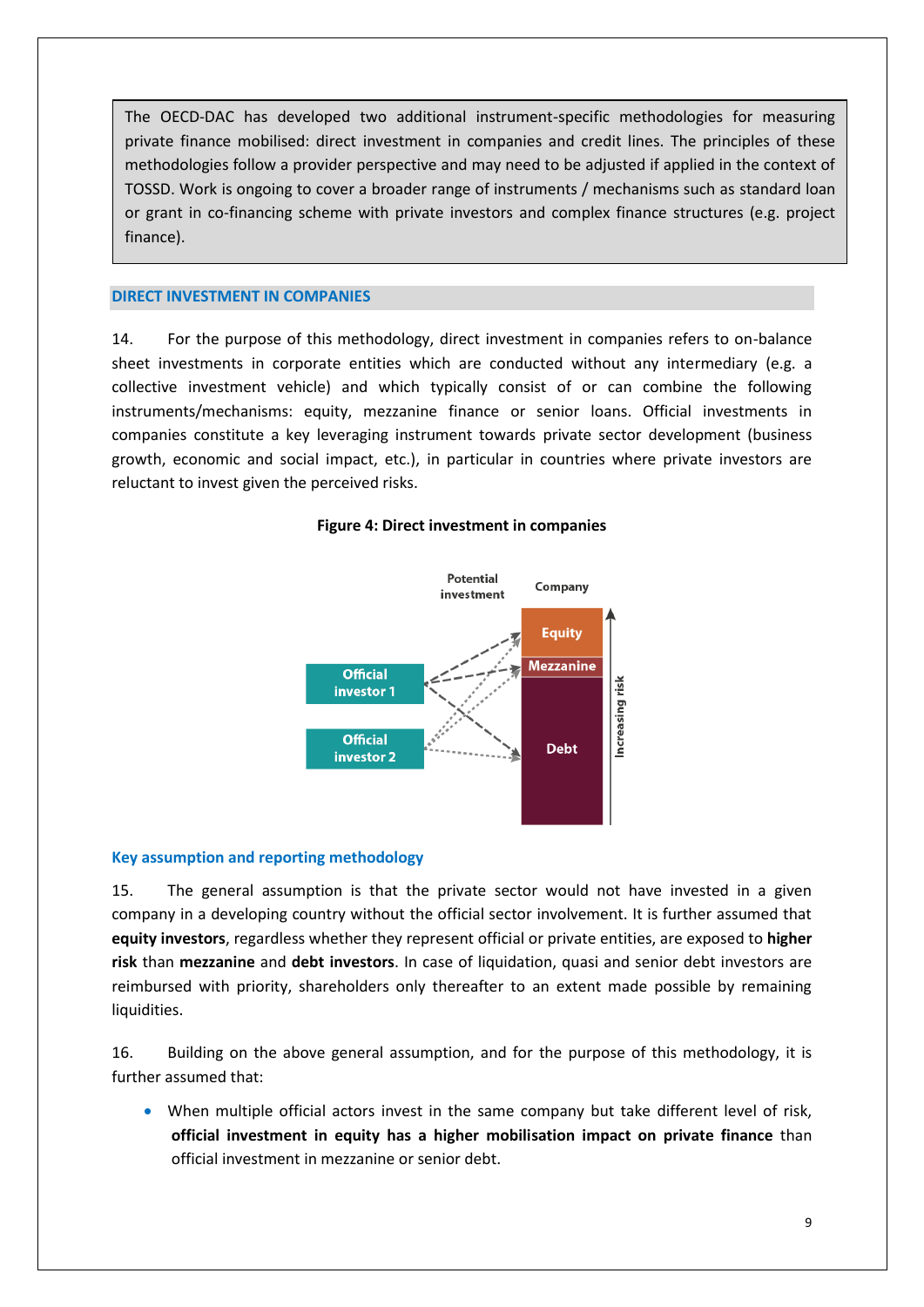> The OECD-DAC has developed two additional instrument-specific methodologies for measuring private finance mobilised: direct investment in companies and credit lines. The principles of these methodologies follow a provider perspective and may need to be adjusted if applied in the context of TOSSD. Work is ongoing to cover a broader range of instruments / mechanisms such as standard loan or grant in co-financing scheme with private investors and complex finance structures (e.g. project finance).

## DIRECT INVESTMENT IN COMPANIES

14. For the purpose of this methodology, direct investment in companies refers to on-balance sheet investments in corporate entities which are conducted without any intermediary (e.g. a collective investment vehicle) and which typically consist of or can combine the following instruments/mechanisms: equity, mezzanine finance or senior loans. Official investments in companies constitute a key leveraging instrument towards private sector development (business growth, economic and social impact, etc.), in particular in countries where private investors are reluctant to invest given the perceived risks.

**Figure 4: Direct investment in companies**

### Key assumption and reporting methodology

15. The general assumption is that the private sector would not have invested in a given company in a developing country without the official sector involvement. It is further assumed that **equity investors**, regardless whether they represent official or private entities, are exposed to **higher risk** than **mezzanine** and **debt investors**. In case of liquidation, quasi and senior debt investors are reimbursed with priority, shareholders only thereafter to an extent made possible by remaining liquidities.

16. Building on the above general assumption, and for the purpose of this methodology, it is further assumed that:

- When multiple official actors invest in the same company but take different level of risk, **official investment in equity has a higher mobilisation impact on private finance** than official investment in mezzanine or senior debt.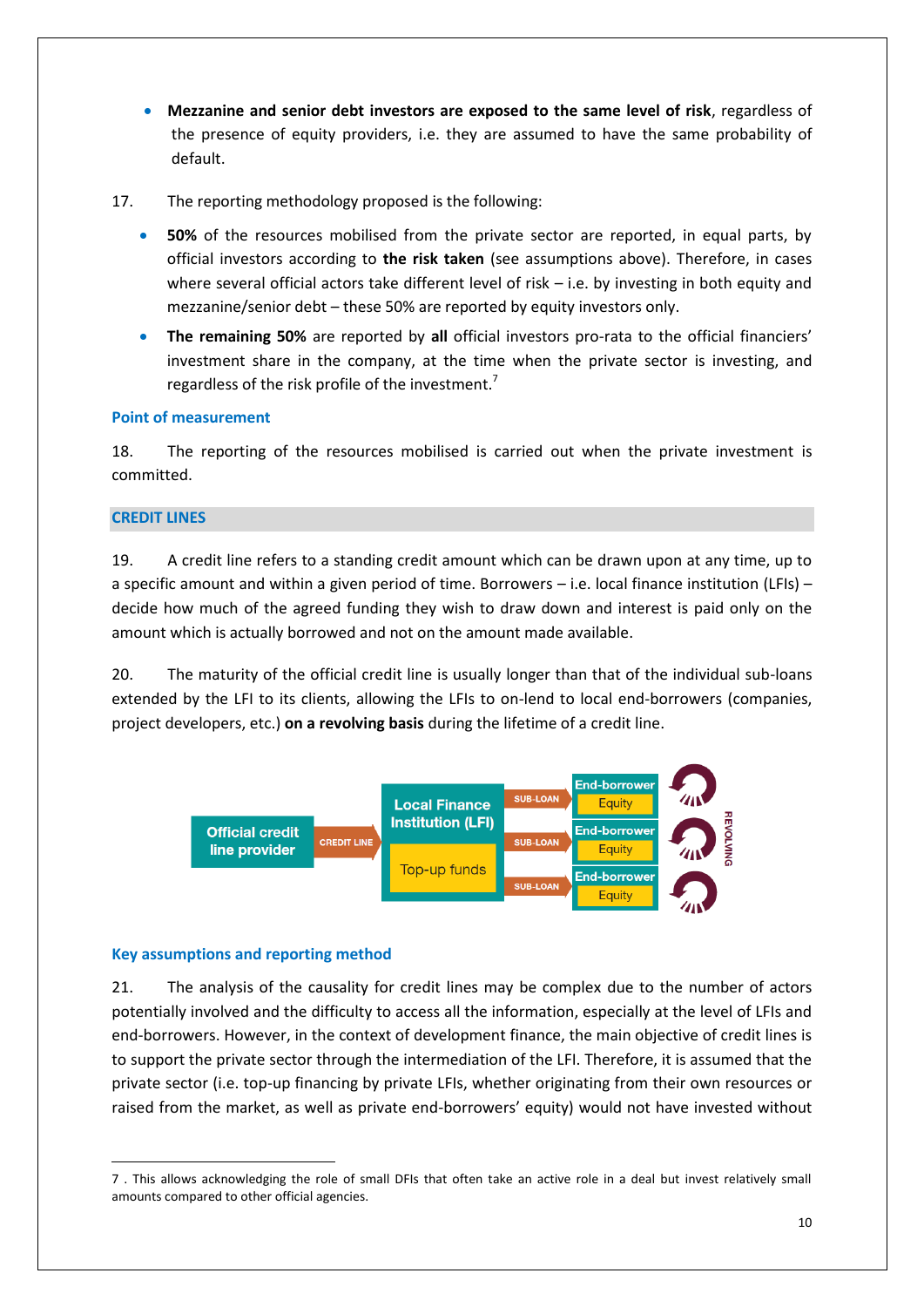- **Mezzanine and senior debt investors are exposed to the same level of risk**, regardless of the presence of equity providers, i.e. they are assumed to have the same probability of default.

17. The reporting methodology proposed is the following:

- **50%** of the resources mobilised from the private sector are reported, in equal parts, by official investors according to **the risk taken** (see assumptions above). Therefore, in cases where several official actors take different level of risk – i.e. by investing in both equity and mezzanine/senior debt – these 50% are reported by equity investors only.
- **The remaining 50%** are reported by **all** official investors pro-rata to the official financiers' investment share in the company, at the time when the private sector is investing, and regardless of the risk profile of the investment.[7]

### Point of measurement

18. The reporting of the resources mobilised is carried out when the private investment is committed.

## CREDIT LINES

19. A credit line refers to a standing credit amount which can be drawn upon at any time, up to a specific amount and within a given period of time. Borrowers – i.e. local finance institution (LFIs) – decide how much of the agreed funding they wish to draw down and interest is paid only on the amount which is actually borrowed and not on the amount made available.

20. The maturity of the official credit line is usually longer than that of the individual sub-loans extended by the LFI to its clients, allowing the LFIs to on-lend to local end-borrowers (companies, project developers, etc.) **on a revolving basis** during the lifetime of a credit line.

Official credit line provider → CREDIT LINE → Local Finance Institution (LFI) [Top-up funds] → SUB-LOAN → End-borrower [Equity] (×3) — REVOLVING

### Key assumptions and reporting method

21. The analysis of the causality for credit lines may be complex due to the number of actors potentially involved and the difficulty to access all the information, especially at the level of LFIs and end-borrowers. However, in the context of development finance, the main objective of credit lines is to support the private sector through the intermediation of the LFI. Therefore, it is assumed that the private sector (i.e. top-up financing by private LFIs, whether originating from their own resources or raised from the market, as well as private end-borrowers' equity) would not have invested without

7 . This allows acknowledging the role of small DFIs that often take an active role in a deal but invest relatively small amounts compared to other official agencies.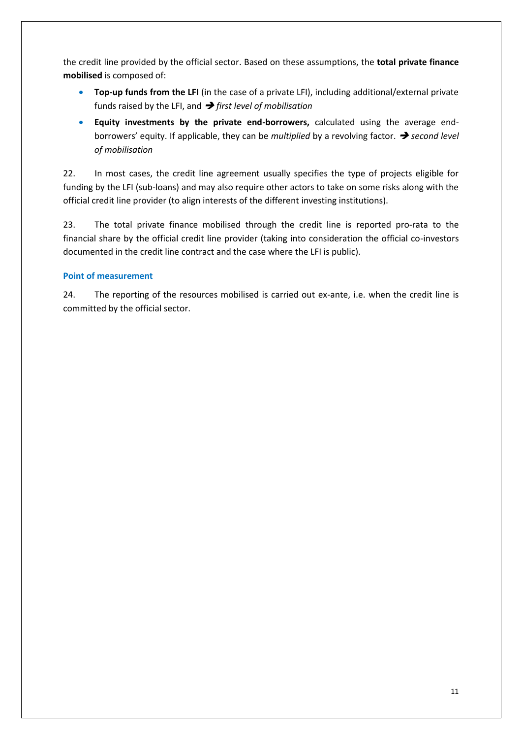the credit line provided by the official sector. Based on these assumptions, the **total private finance mobilised** is composed of:

- **Top-up funds from the LFI** (in the case of a private LFI), including additional/external private funds raised by the LFI, and ➔ *first level of mobilisation*
- **Equity investments by the private end-borrowers,** calculated using the average end-borrowers' equity. If applicable, they can be *multiplied* by a revolving factor. ➔ *second level of mobilisation*

22. In most cases, the credit line agreement usually specifies the type of projects eligible for funding by the LFI (sub-loans) and may also require other actors to take on some risks along with the official credit line provider (to align interests of the different investing institutions).

23. The total private finance mobilised through the credit line is reported pro-rata to the financial share by the official credit line provider (taking into consideration the official co-investors documented in the credit line contract and the case where the LFI is public).

### Point of measurement

24. The reporting of the resources mobilised is carried out ex-ante, i.e. when the credit line is committed by the official sector.